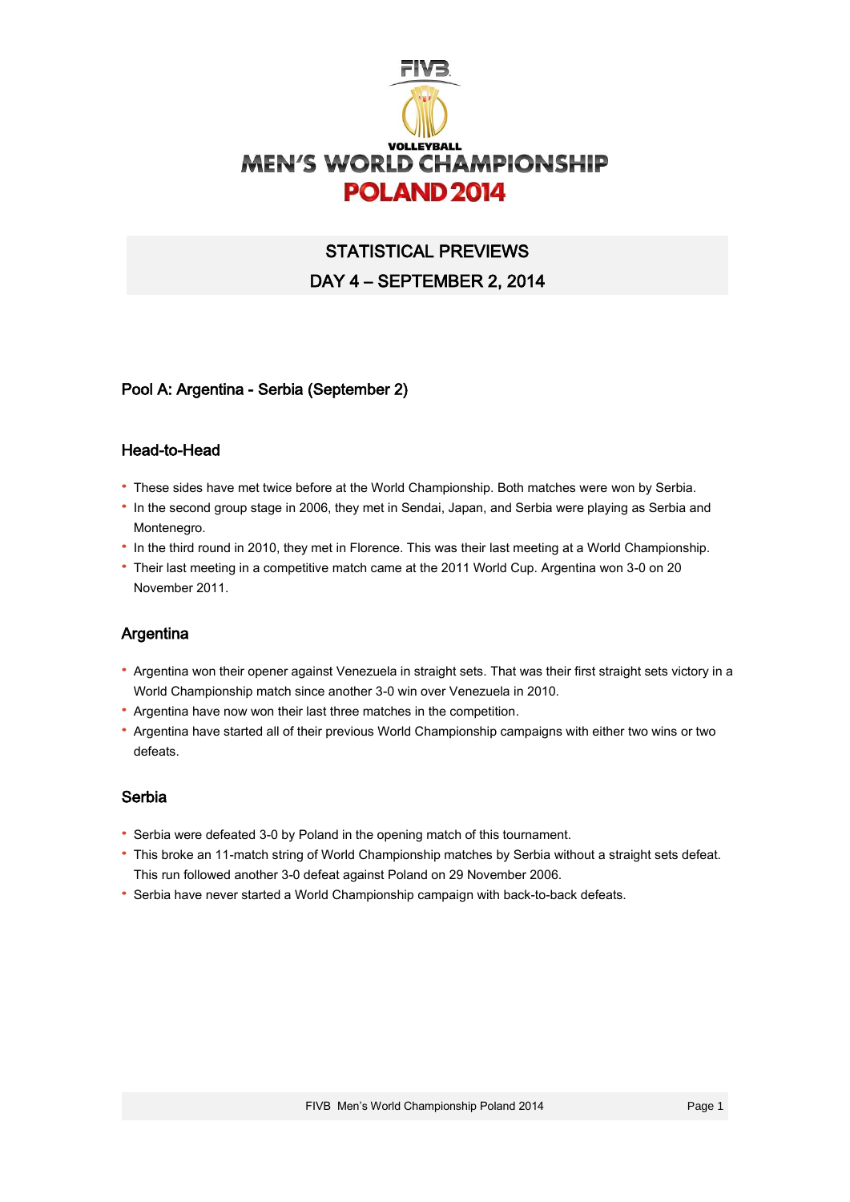# FIVB VOLLEYBALL MEN'S WORLD CHAMPIONSHIP POLAND 2014

## STATISTICAL PREVIEWS

## DAY 4 – SEPTEMBER 2, 2014

### Pool A: Argentina - Serbia (September 2)

### Head-to-Head

- These sides have met twice before at the World Championship. Both matches were won by Serbia.
- In the second group stage in 2006, they met in Sendai, Japan, and Serbia were playing as Serbia and Montenegro.
- In the third round in 2010, they met in Florence. This was their last meeting at a World Championship.
- Their last meeting in a competitive match came at the 2011 World Cup. Argentina won 3-0 on 20 November 2011.

### Argentina

- Argentina won their opener against Venezuela in straight sets. That was their first straight sets victory in a World Championship match since another 3-0 win over Venezuela in 2010.
- Argentina have now won their last three matches in the competition.
- Argentina have started all of their previous World Championship campaigns with either two wins or two defeats.

### Serbia

- Serbia were defeated 3-0 by Poland in the opening match of this tournament.
- This broke an 11-match string of World Championship matches by Serbia without a straight sets defeat. This run followed another 3-0 defeat against Poland on 29 November 2006.
- Serbia have never started a World Championship campaign with back-to-back defeats.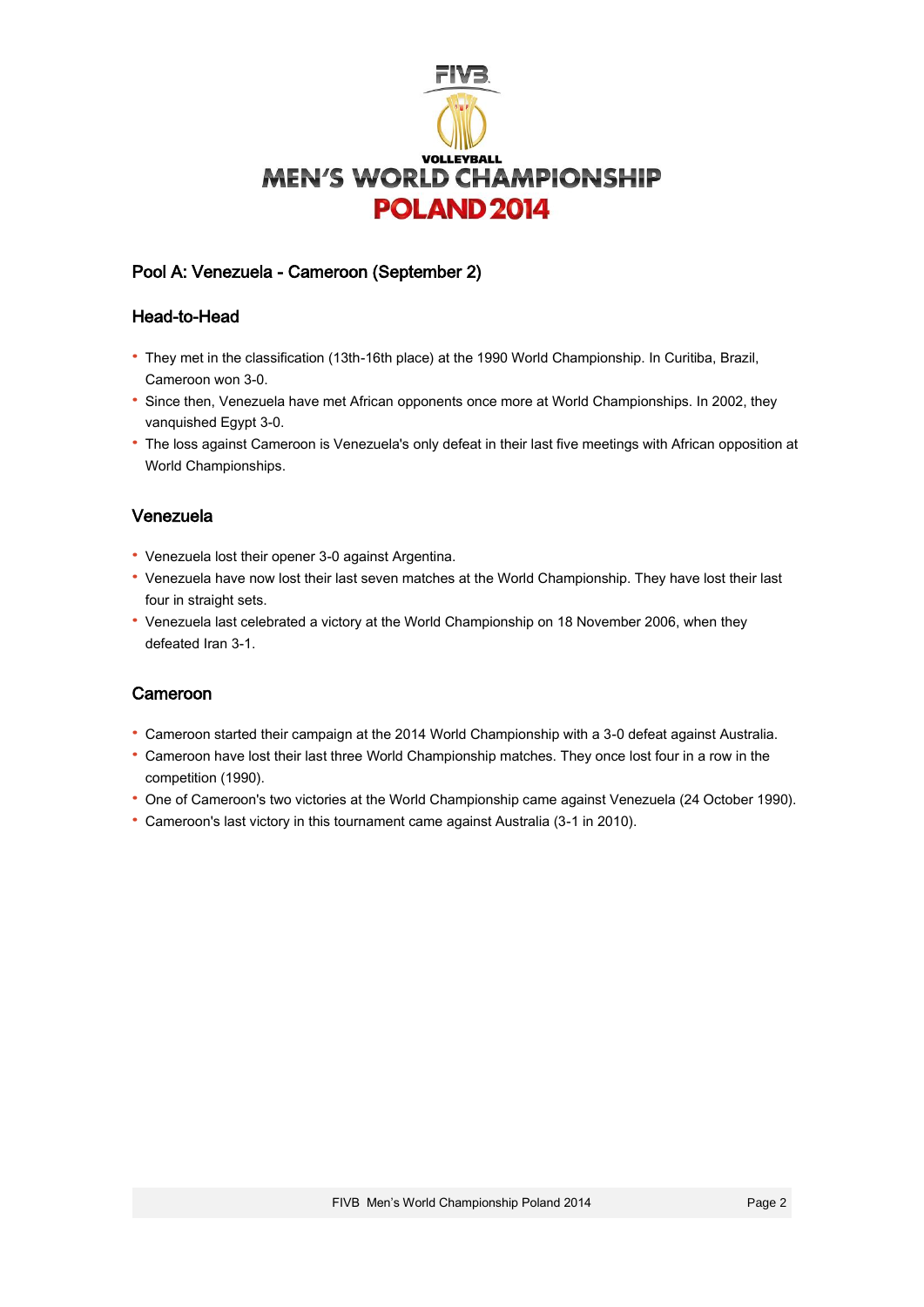## Pool A: Venezuela - Cameroon (September 2)

### Head-to-Head

- They met in the classification (13th-16th place) at the 1990 World Championship. In Curitiba, Brazil, Cameroon won 3-0.
- Since then, Venezuela have met African opponents once more at World Championships. In 2002, they vanquished Egypt 3-0.
- The loss against Cameroon is Venezuela's only defeat in their last five meetings with African opposition at World Championships.

### Venezuela

- Venezuela lost their opener 3-0 against Argentina.
- Venezuela have now lost their last seven matches at the World Championship. They have lost their last four in straight sets.
- Venezuela last celebrated a victory at the World Championship on 18 November 2006, when they defeated Iran 3-1.

### Cameroon

- Cameroon started their campaign at the 2014 World Championship with a 3-0 defeat against Australia.
- Cameroon have lost their last three World Championship matches. They once lost four in a row in the competition (1990).
- One of Cameroon's two victories at the World Championship came against Venezuela (24 October 1990).
- Cameroon's last victory in this tournament came against Australia (3-1 in 2010).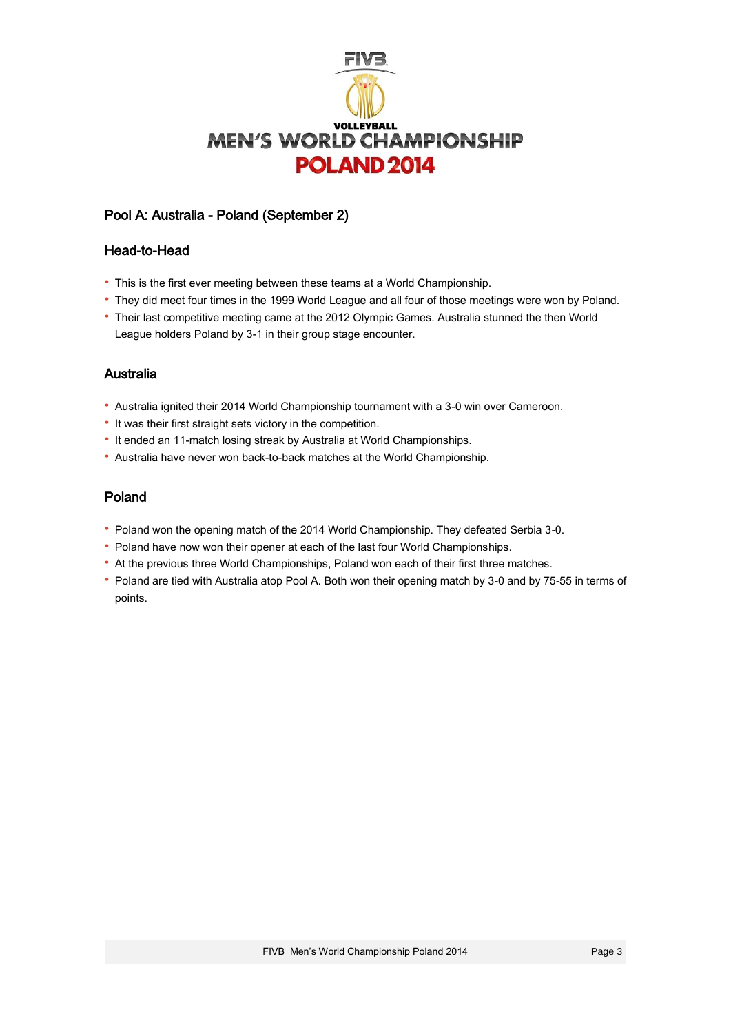## Pool A: Australia - Poland (September 2)

### Head-to-Head

- This is the first ever meeting between these teams at a World Championship.
- They did meet four times in the 1999 World League and all four of those meetings were won by Poland.
- Their last competitive meeting came at the 2012 Olympic Games. Australia stunned the then World League holders Poland by 3-1 in their group stage encounter.

### Australia

- Australia ignited their 2014 World Championship tournament with a 3-0 win over Cameroon.
- It was their first straight sets victory in the competition.
- It ended an 11-match losing streak by Australia at World Championships.
- Australia have never won back-to-back matches at the World Championship.

### Poland

- Poland won the opening match of the 2014 World Championship. They defeated Serbia 3-0.
- Poland have now won their opener at each of the last four World Championships.
- At the previous three World Championships, Poland won each of their first three matches.
- Poland are tied with Australia atop Pool A. Both won their opening match by 3-0 and by 75-55 in terms of points.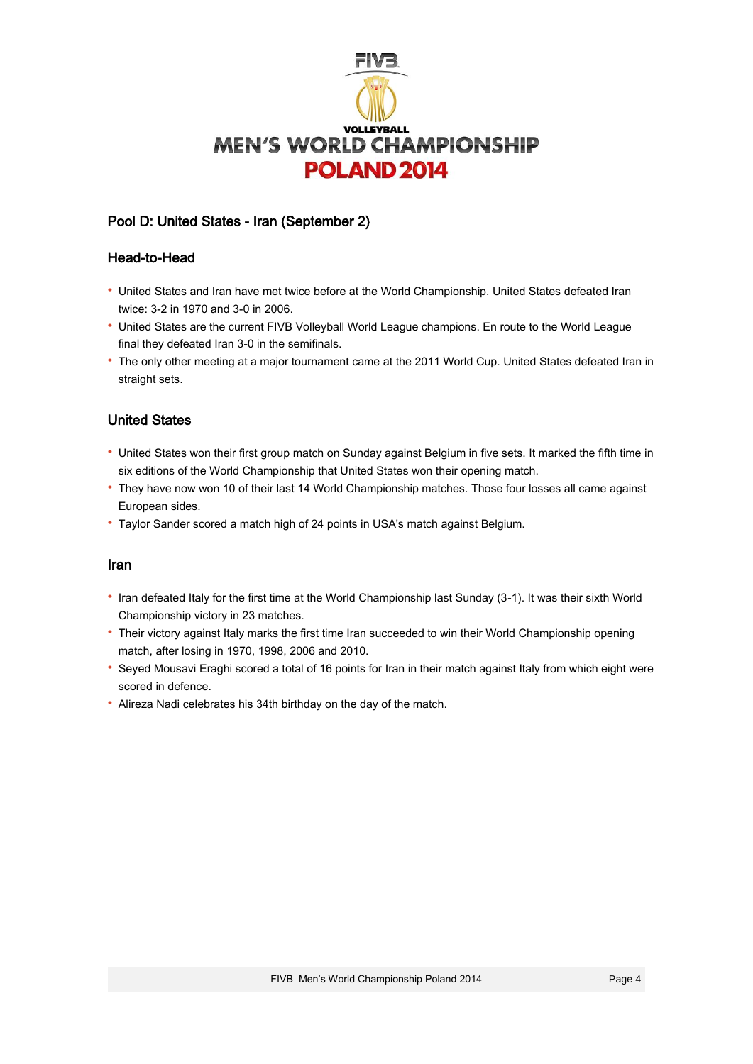## Pool D: United States - Iran (September 2)

### Head-to-Head

- United States and Iran have met twice before at the World Championship. United States defeated Iran twice: 3-2 in 1970 and 3-0 in 2006.
- United States are the current FIVB Volleyball World League champions. En route to the World League final they defeated Iran 3-0 in the semifinals.
- The only other meeting at a major tournament came at the 2011 World Cup. United States defeated Iran in straight sets.

### United States

- United States won their first group match on Sunday against Belgium in five sets. It marked the fifth time in six editions of the World Championship that United States won their opening match.
- They have now won 10 of their last 14 World Championship matches. Those four losses all came against European sides.
- Taylor Sander scored a match high of 24 points in USA's match against Belgium.

### Iran

- Iran defeated Italy for the first time at the World Championship last Sunday (3-1). It was their sixth World Championship victory in 23 matches.
- Their victory against Italy marks the first time Iran succeeded to win their World Championship opening match, after losing in 1970, 1998, 2006 and 2010.
- Seyed Mousavi Eraghi scored a total of 16 points for Iran in their match against Italy from which eight were scored in defence.
- Alireza Nadi celebrates his 34th birthday on the day of the match.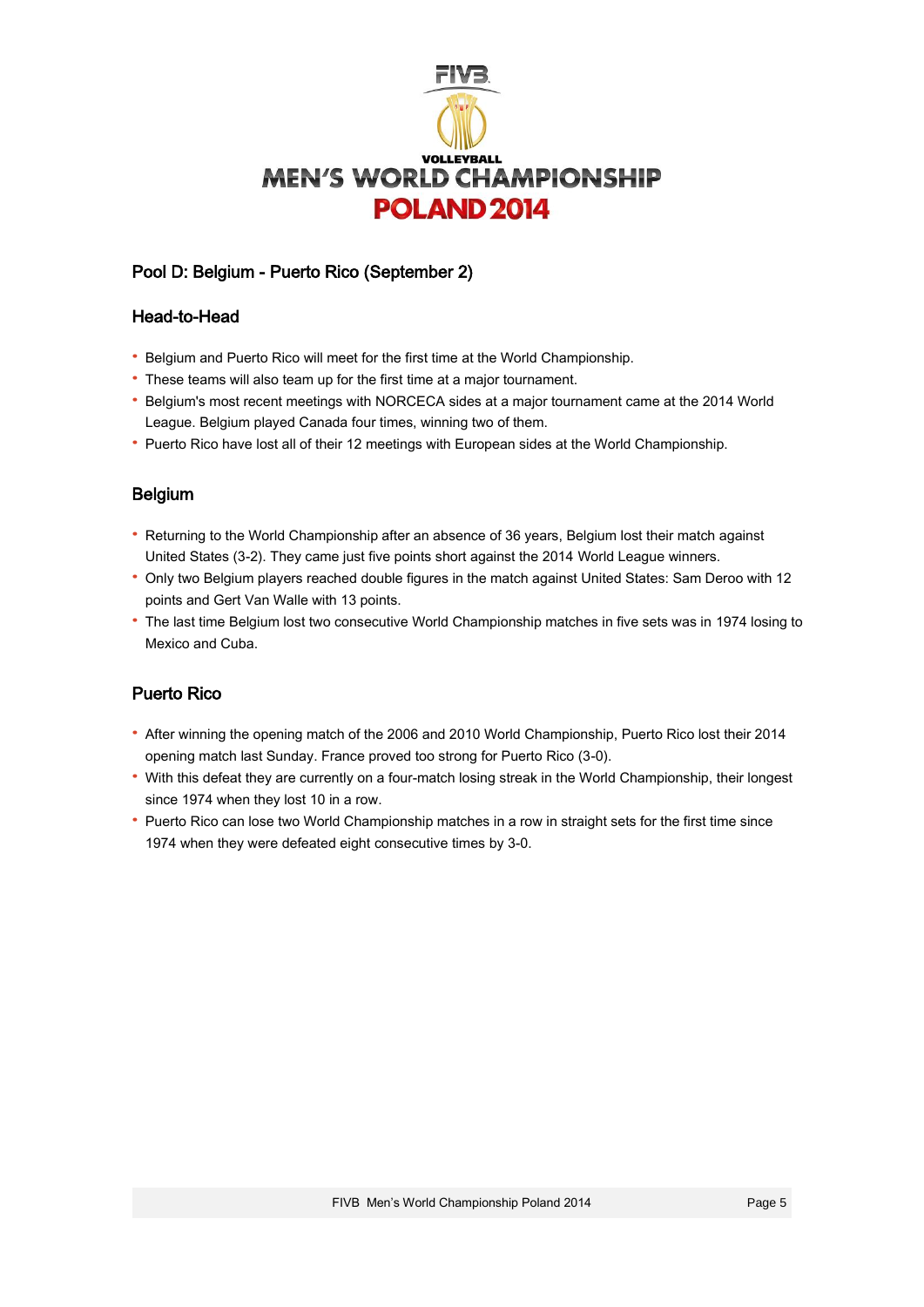## Pool D: Belgium - Puerto Rico (September 2)

### Head-to-Head

- Belgium and Puerto Rico will meet for the first time at the World Championship.
- These teams will also team up for the first time at a major tournament.
- Belgium's most recent meetings with NORCECA sides at a major tournament came at the 2014 World League. Belgium played Canada four times, winning two of them.
- Puerto Rico have lost all of their 12 meetings with European sides at the World Championship.

### Belgium

- Returning to the World Championship after an absence of 36 years, Belgium lost their match against United States (3-2). They came just five points short against the 2014 World League winners.
- Only two Belgium players reached double figures in the match against United States: Sam Deroo with 12 points and Gert Van Walle with 13 points.
- The last time Belgium lost two consecutive World Championship matches in five sets was in 1974 losing to Mexico and Cuba.

### Puerto Rico

- After winning the opening match of the 2006 and 2010 World Championship, Puerto Rico lost their 2014 opening match last Sunday. France proved too strong for Puerto Rico (3-0).
- With this defeat they are currently on a four-match losing streak in the World Championship, their longest since 1974 when they lost 10 in a row.
- Puerto Rico can lose two World Championship matches in a row in straight sets for the first time since 1974 when they were defeated eight consecutive times by 3-0.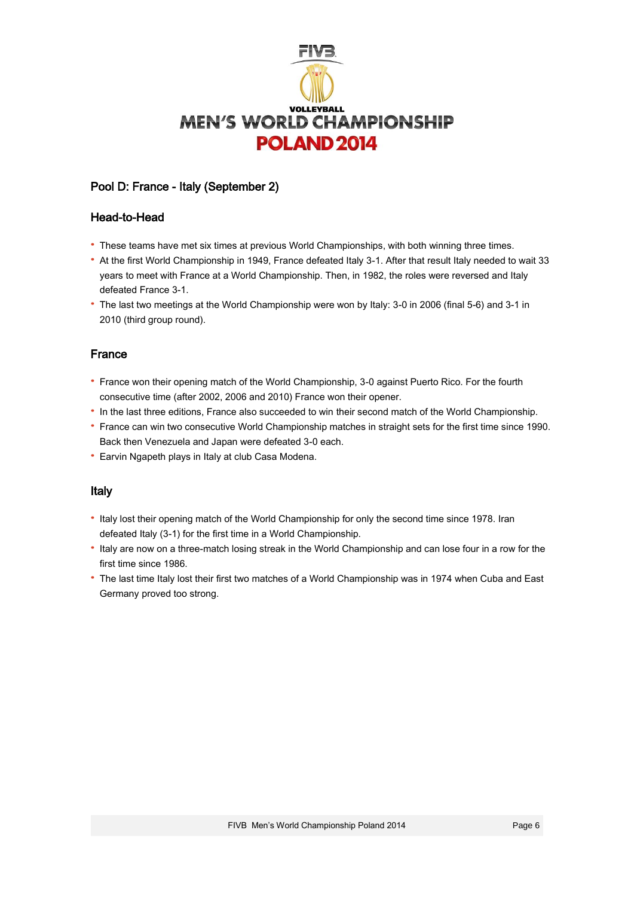# FIVB VOLLEYBALL MEN'S WORLD CHAMPIONSHIP POLAND 2014

## Pool D: France - Italy (September 2)

### Head-to-Head

- These teams have met six times at previous World Championships, with both winning three times.
- At the first World Championship in 1949, France defeated Italy 3-1. After that result Italy needed to wait 33 years to meet with France at a World Championship. Then, in 1982, the roles were reversed and Italy defeated France 3-1.
- The last two meetings at the World Championship were won by Italy: 3-0 in 2006 (final 5-6) and 3-1 in 2010 (third group round).

### France

- France won their opening match of the World Championship, 3-0 against Puerto Rico. For the fourth consecutive time (after 2002, 2006 and 2010) France won their opener.
- In the last three editions, France also succeeded to win their second match of the World Championship.
- France can win two consecutive World Championship matches in straight sets for the first time since 1990. Back then Venezuela and Japan were defeated 3-0 each.
- Earvin Ngapeth plays in Italy at club Casa Modena.

### Italy

- Italy lost their opening match of the World Championship for only the second time since 1978. Iran defeated Italy (3-1) for the first time in a World Championship.
- Italy are now on a three-match losing streak in the World Championship and can lose four in a row for the first time since 1986.
- The last time Italy lost their first two matches of a World Championship was in 1974 when Cuba and East Germany proved too strong.